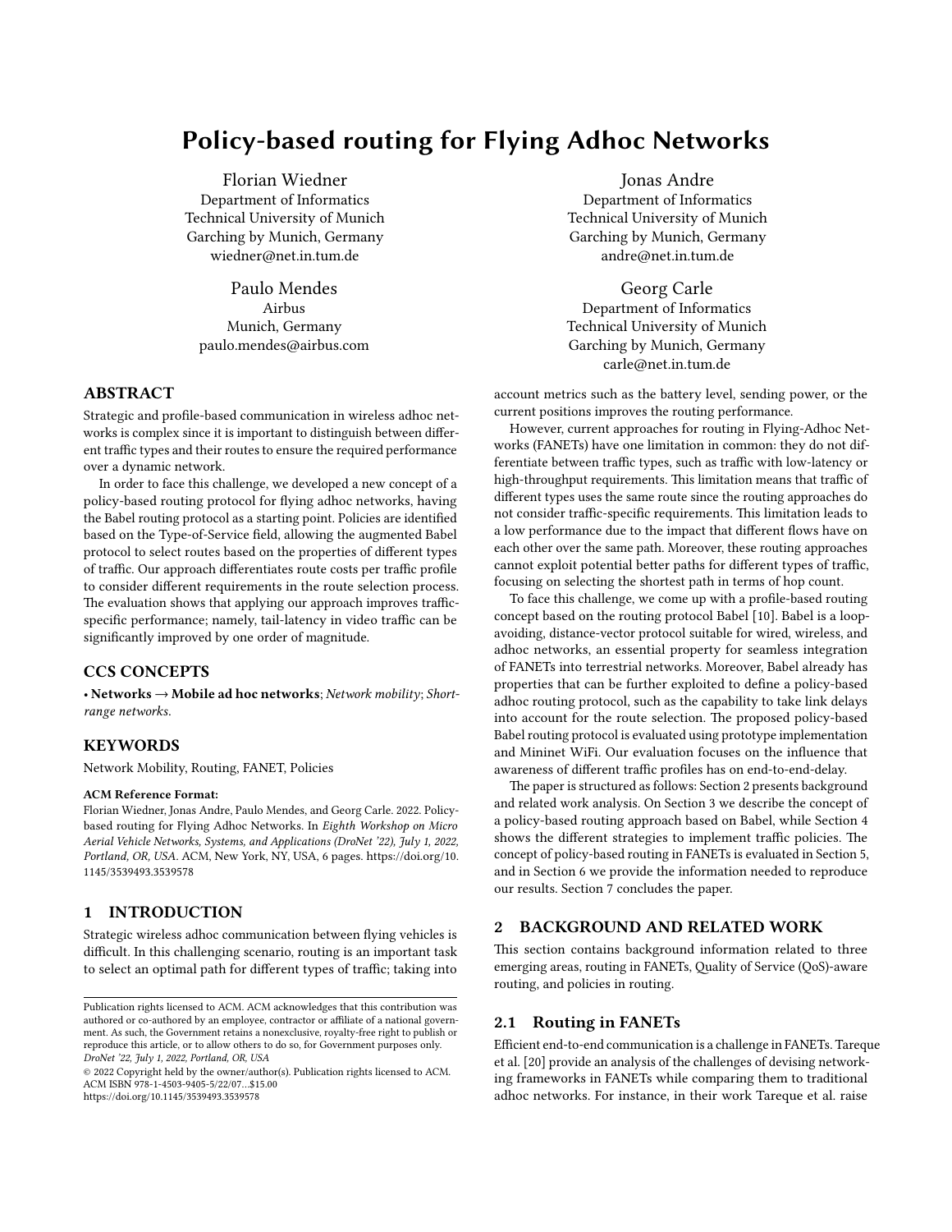# Policy-based routing for Flying Adhoc Networks

Florian Wiedner
Department of Informatics
Technical University of Munich
Garching by Munich, Germany
wiedner@net.in.tum.de

Jonas Andre
Department of Informatics
Technical University of Munich
Garching by Munich, Germany
andre@net.in.tum.de

Paulo Mendes
Airbus
Munich, Germany
paulo.mendes@airbus.com

Georg Carle
Department of Informatics
Technical University of Munich
Garching by Munich, Germany
carle@net.in.tum.de

## ABSTRACT

Strategic and profile-based communication in wireless adhoc networks is complex since it is important to distinguish between different traffic types and their routes to ensure the required performance over a dynamic network.

In order to face this challenge, we developed a new concept of a policy-based routing protocol for flying adhoc networks, having the Babel routing protocol as a starting point. Policies are identified based on the Type-of-Service field, allowing the augmented Babel protocol to select routes based on the properties of different types of traffic. Our approach differentiates route costs per traffic profile to consider different requirements in the route selection process. The evaluation shows that applying our approach improves traffic-specific performance; namely, tail-latency in video traffic can be significantly improved by one order of magnitude.

## CCS CONCEPTS

• **Networks → Mobile ad hoc networks**; *Network mobility*; *Short-range networks*.

## KEYWORDS

Network Mobility, Routing, FANET, Policies

**ACM Reference Format:**

Florian Wiedner, Jonas Andre, Paulo Mendes, and Georg Carle. 2022. Policy-based routing for Flying Adhoc Networks. In *Eighth Workshop on Micro Aerial Vehicle Networks, Systems, and Applications (DroNet '22), July 1, 2022, Portland, OR, USA.* ACM, New York, NY, USA, 6 pages. https://doi.org/10.1145/3539493.3539578

## 1 INTRODUCTION

Strategic wireless adhoc communication between flying vehicles is difficult. In this challenging scenario, routing is an important task to select an optimal path for different types of traffic; taking into account metrics such as the battery level, sending power, or the current positions improves the routing performance.

However, current approaches for routing in Flying-Adhoc Networks (FANETs) have one limitation in common: they do not differentiate between traffic types, such as traffic with low-latency or high-throughput requirements. This limitation means that traffic of different types uses the same route since the routing approaches do not consider traffic-specific requirements. This limitation leads to a low performance due to the impact that different flows have on each other over the same path. Moreover, these routing approaches cannot exploit potential better paths for different types of traffic, focusing on selecting the shortest path in terms of hop count.

To face this challenge, we come up with a profile-based routing concept based on the routing protocol Babel [10]. Babel is a loop-avoiding, distance-vector protocol suitable for wired, wireless, and adhoc networks, an essential property for seamless integration of FANETs into terrestrial networks. Moreover, Babel already has properties that can be further exploited to define a policy-based adhoc routing protocol, such as the capability to take link delays into account for the route selection. The proposed policy-based Babel routing protocol is evaluated using prototype implementation and Mininet WiFi. Our evaluation focuses on the influence that awareness of different traffic profiles has on end-to-end-delay.

The paper is structured as follows: Section 2 presents background and related work analysis. On Section 3 we describe the concept of a policy-based routing approach based on Babel, while Section 4 shows the different strategies to implement traffic policies. The concept of policy-based routing in FANETs is evaluated in Section 5, and in Section 6 we provide the information needed to reproduce our results. Section 7 concludes the paper.

## 2 BACKGROUND AND RELATED WORK

This section contains background information related to three emerging areas, routing in FANETs, Quality of Service (QoS)-aware routing, and policies in routing.

### 2.1 Routing in FANETs

Efficient end-to-end communication is a challenge in FANETs. Tareque et al. [20] provide an analysis of the challenges of devising networking frameworks in FANETs while comparing them to traditional adhoc networks. For instance, in their work Tareque et al. raise

Publication rights licensed to ACM. ACM acknowledges that this contribution was authored or co-authored by an employee, contractor or affiliate of a national government. As such, the Government retains a nonexclusive, royalty-free right to publish or reproduce this article, or to allow others to do so, for Government purposes only.
*DroNet '22, July 1, 2022, Portland, OR, USA*
© 2022 Copyright held by the owner/author(s). Publication rights licensed to ACM.
ACM ISBN 978-1-4503-9405-5/22/07...$15.00
https://doi.org/10.1145/3539493.3539578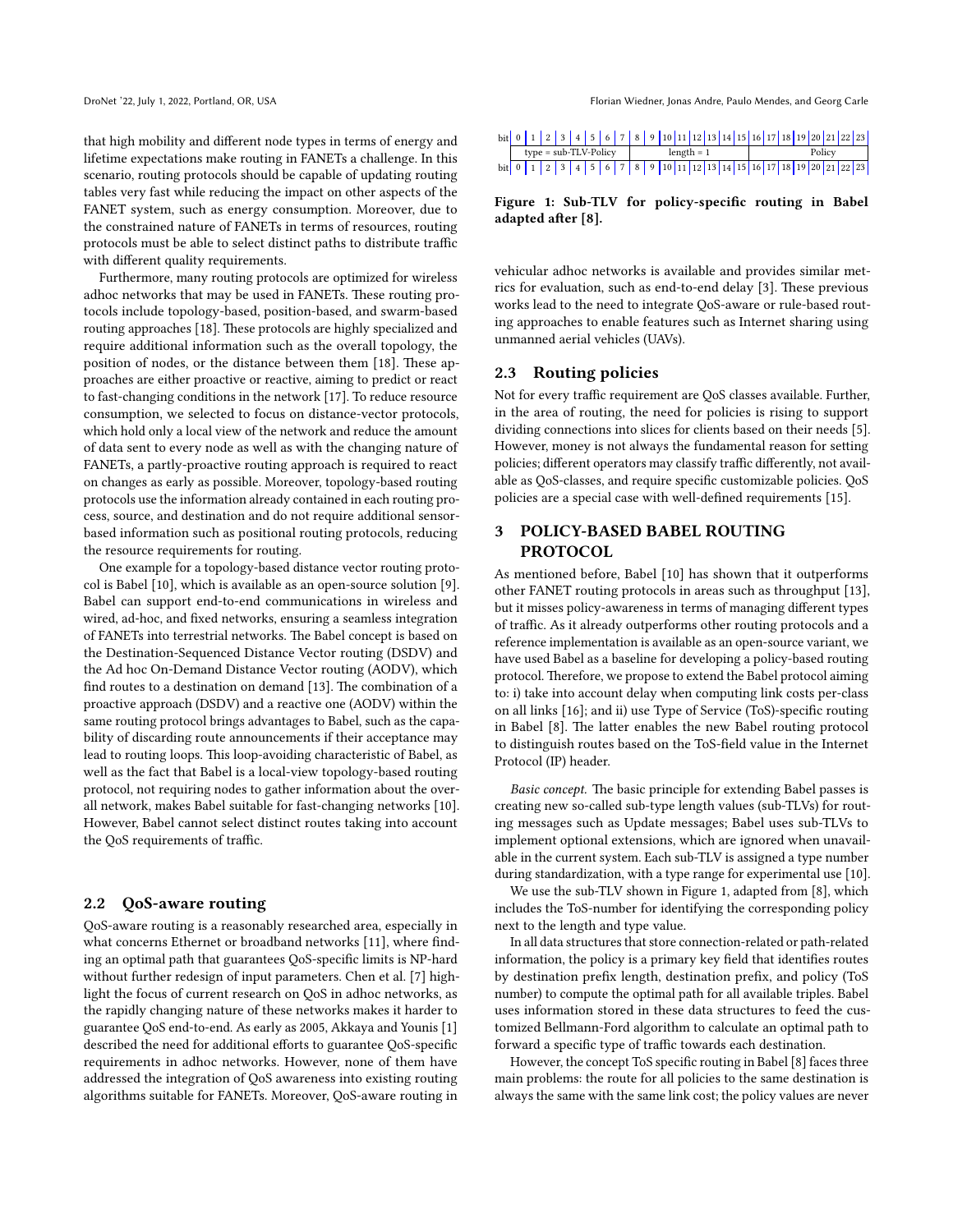that high mobility and different node types in terms of energy and lifetime expectations make routing in FANETs a challenge. In this scenario, routing protocols should be capable of updating routing tables very fast while reducing the impact on other aspects of the FANET system, such as energy consumption. Moreover, due to the constrained nature of FANETs in terms of resources, routing protocols must be able to select distinct paths to distribute traffic with different quality requirements.

Furthermore, many routing protocols are optimized for wireless adhoc networks that may be used in FANETs. These routing protocols include topology-based, position-based, and swarm-based routing approaches [18]. These protocols are highly specialized and require additional information such as the overall topology, the position of nodes, or the distance between them [18]. These approaches are either proactive or reactive, aiming to predict or react to fast-changing conditions in the network [17]. To reduce resource consumption, we selected to focus on distance-vector protocols, which hold only a local view of the network and reduce the amount of data sent to every node as well as with the changing nature of FANETs, a partly-proactive routing approach is required to react on changes as early as possible. Moreover, topology-based routing protocols use the information already contained in each routing process, source, and destination and do not require additional sensor-based information such as positional routing protocols, reducing the resource requirements for routing.

One example for a topology-based distance vector routing protocol is Babel [10], which is available as an open-source solution [9]. Babel can support end-to-end communications in wireless and wired, ad-hoc, and fixed networks, ensuring a seamless integration of FANETs into terrestrial networks. The Babel concept is based on the Destination-Sequenced Distance Vector routing (DSDV) and the Ad hoc On-Demand Distance Vector routing (AODV), which find routes to a destination on demand [13]. The combination of a proactive approach (DSDV) and a reactive one (AODV) within the same routing protocol brings advantages to Babel, such as the capability of discarding route announcements if their acceptance may lead to routing loops. This loop-avoiding characteristic of Babel, as well as the fact that Babel is a local-view topology-based routing protocol, not requiring nodes to gather information about the overall network, makes Babel suitable for fast-changing networks [10]. However, Babel cannot select distinct routes taking into account the QoS requirements of traffic.

## 2.2 QoS-aware routing

QoS-aware routing is a reasonably researched area, especially in what concerns Ethernet or broadband networks [11], where finding an optimal path that guarantees QoS-specific limits is NP-hard without further redesign of input parameters. Chen et al. [7] highlight the focus of current research on QoS in adhoc networks, as the rapidly changing nature of these networks makes it harder to guarantee QoS end-to-end. As early as 2005, Akkaya and Younis [1] described the need for additional efforts to guarantee QoS-specific requirements in adhoc networks. However, none of them have addressed the integration of QoS awareness into existing routing algorithms suitable for FANETs. Moreover, QoS-aware routing in vehicular adhoc networks is available and provides similar metrics for evaluation, such as end-to-end delay [3]. These previous works lead to the need to integrate QoS-aware or rule-based routing approaches to enable features such as Internet sharing using unmanned aerial vehicles (UAVs).

| bit | 0 | 1 | 2 | 3 | 4 | 5 | 6 | 7 | 8 | 9 | 10 | 11 | 12 | 13 | 14 | 15 | 16 | 17 | 18 | 19 | 20 | 21 | 22 | 23 |
|---|---|---|---|---|---|---|---|---|---|---|---|---|---|---|---|---|---|---|---|---|---|---|---|---|
| | type = sub-TLV-Policy | | | | | | | | length = 1 | | | | | | | | Policy | | | | | | | |
| bit | 0 | 1 | 2 | 3 | 4 | 5 | 6 | 7 | 8 | 9 | 10 | 11 | 12 | 13 | 14 | 15 | 16 | 17 | 18 | 19 | 20 | 21 | 22 | 23 |

**Figure 1: Sub-TLV for policy-specific routing in Babel adapted after [8].**

## 2.3 Routing policies

Not for every traffic requirement are QoS classes available. Further, in the area of routing, the need for policies is rising to support dividing connections into slices for clients based on their needs [5]. However, money is not always the fundamental reason for setting policies; different operators may classify traffic differently, not available as QoS-classes, and require specific customizable policies. QoS policies are a special case with well-defined requirements [15].

# 3 POLICY-BASED BABEL ROUTING PROTOCOL

As mentioned before, Babel [10] has shown that it outperforms other FANET routing protocols in areas such as throughput [13], but it misses policy-awareness in terms of managing different types of traffic. As it already outperforms other routing protocols and a reference implementation is available as an open-source variant, we have used Babel as a baseline for developing a policy-based routing protocol. Therefore, we propose to extend the Babel protocol aiming to: i) take into account delay when computing link costs per-class on all links [16]; and ii) use Type of Service (ToS)-specific routing in Babel [8]. The latter enables the new Babel routing protocol to distinguish routes based on the ToS-field value in the Internet Protocol (IP) header.

*Basic concept.* The basic principle for extending Babel passes is creating new so-called sub-type length values (sub-TLVs) for routing messages such as Update messages; Babel uses sub-TLVs to implement optional extensions, which are ignored when unavailable in the current system. Each sub-TLV is assigned a type number during standardization, with a type range for experimental use [10].

We use the sub-TLV shown in Figure 1, adapted from [8], which includes the ToS-number for identifying the corresponding policy next to the length and type value.

In all data structures that store connection-related or path-related information, the policy is a primary key field that identifies routes by destination prefix length, destination prefix, and policy (ToS number) to compute the optimal path for all available triples. Babel uses information stored in these data structures to feed the customized Bellmann-Ford algorithm to calculate an optimal path to forward a specific type of traffic towards each destination.

However, the concept ToS specific routing in Babel [8] faces three main problems: the route for all policies to the same destination is always the same with the same link cost; the policy values are never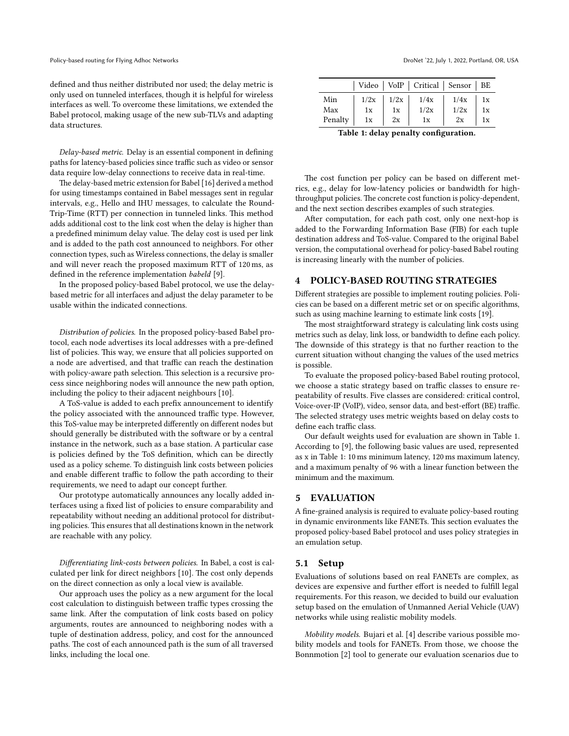defined and thus neither distributed nor used; the delay metric is only used on tunneled interfaces, though it is helpful for wireless interfaces as well. To overcome these limitations, we extended the Babel protocol, making usage of the new sub-TLVs and adapting data structures.

*Delay-based metric.* Delay is an essential component in defining paths for latency-based policies since traffic such as video or sensor data require low-delay connections to receive data in real-time.

The delay-based metric extension for Babel [16] derived a method for using timestamps contained in Babel messages sent in regular intervals, e.g., Hello and IHU messages, to calculate the Round-Trip-Time (RTT) per connection in tunneled links. This method adds additional cost to the link cost when the delay is higher than a predefined minimum delay value. The delay cost is used per link and is added to the path cost announced to neighbors. For other connection types, such as Wireless connections, the delay is smaller and will never reach the proposed maximum RTT of 120 ms, as defined in the reference implementation *babeld* [9].

In the proposed policy-based Babel protocol, we use the delay-based metric for all interfaces and adjust the delay parameter to be usable within the indicated connections.

*Distribution of policies.* In the proposed policy-based Babel protocol, each node advertises its local addresses with a pre-defined list of policies. This way, we ensure that all policies supported on a node are advertised, and that traffic can reach the destination with policy-aware path selection. This selection is a recursive process since neighboring nodes will announce the new path option, including the policy to their adjacent neighbours [10].

A ToS-value is added to each prefix announcement to identify the policy associated with the announced traffic type. However, this ToS-value may be interpreted differently on different nodes but should generally be distributed with the software or by a central instance in the network, such as a base station. A particular case is policies defined by the ToS definition, which can be directly used as a policy scheme. To distinguish link costs between policies and enable different traffic to follow the path according to their requirements, we need to adapt our concept further.

Our prototype automatically announces any locally added interfaces using a fixed list of policies to ensure comparability and repeatability without needing an additional protocol for distributing policies. This ensures that all destinations known in the network are reachable with any policy.

*Differentiating link-costs between policies.* In Babel, a cost is calculated per link for direct neighbors [10]. The cost only depends on the direct connection as only a local view is available.

Our approach uses the policy as a new argument for the local cost calculation to distinguish between traffic types crossing the same link. After the computation of link costs based on policy arguments, routes are announced to neighboring nodes with a tuple of destination address, policy, and cost for the announced paths. The cost of each announced path is the sum of all traversed links, including the local one.

| | Video | VoIP | Critical | Sensor | BE |
|---|---|---|---|---|---|
| Min | 1/2x | 1/2x | 1/4x | 1/4x | 1x |
| Max | 1x | 1x | 1/2x | 1/2x | 1x |
| Penalty | 1x | 2x | 1x | 2x | 1x |

**Table 1: delay penalty configuration.**

The cost function per policy can be based on different metrics, e.g., delay for low-latency policies or bandwidth for high-throughput policies. The concrete cost function is policy-dependent, and the next section describes examples of such strategies.

After computation, for each path cost, only one next-hop is added to the Forwarding Information Base (FIB) for each tuple destination address and ToS-value. Compared to the original Babel version, the computational overhead for policy-based Babel routing is increasing linearly with the number of policies.

## 4 POLICY-BASED ROUTING STRATEGIES

Different strategies are possible to implement routing policies. Policies can be based on a different metric set or on specific algorithms, such as using machine learning to estimate link costs [19].

The most straightforward strategy is calculating link costs using metrics such as delay, link loss, or bandwidth to define each policy. The downside of this strategy is that no further reaction to the current situation without changing the values of the used metrics is possible.

To evaluate the proposed policy-based Babel routing protocol, we choose a static strategy based on traffic classes to ensure repeatability of results. Five classes are considered: critical control, Voice-over-IP (VoIP), video, sensor data, and best-effort (BE) traffic. The selected strategy uses metric weights based on delay costs to define each traffic class.

Our default weights used for evaluation are shown in Table 1. According to [9], the following basic values are used, represented as x in Table 1: 10 ms minimum latency, 120 ms maximum latency, and a maximum penalty of 96 with a linear function between the minimum and the maximum.

## 5 EVALUATION

A fine-grained analysis is required to evaluate policy-based routing in dynamic environments like FANETs. This section evaluates the proposed policy-based Babel protocol and uses policy strategies in an emulation setup.

### 5.1 Setup

Evaluations of solutions based on real FANETs are complex, as devices are expensive and further effort is needed to fulfill legal requirements. For this reason, we decided to build our evaluation setup based on the emulation of Unmanned Aerial Vehicle (UAV) networks while using realistic mobility models.

*Mobility models.* Bujari et al. [4] describe various possible mobility models and tools for FANETs. From those, we choose the Bonnmotion [2] tool to generate our evaluation scenarios due to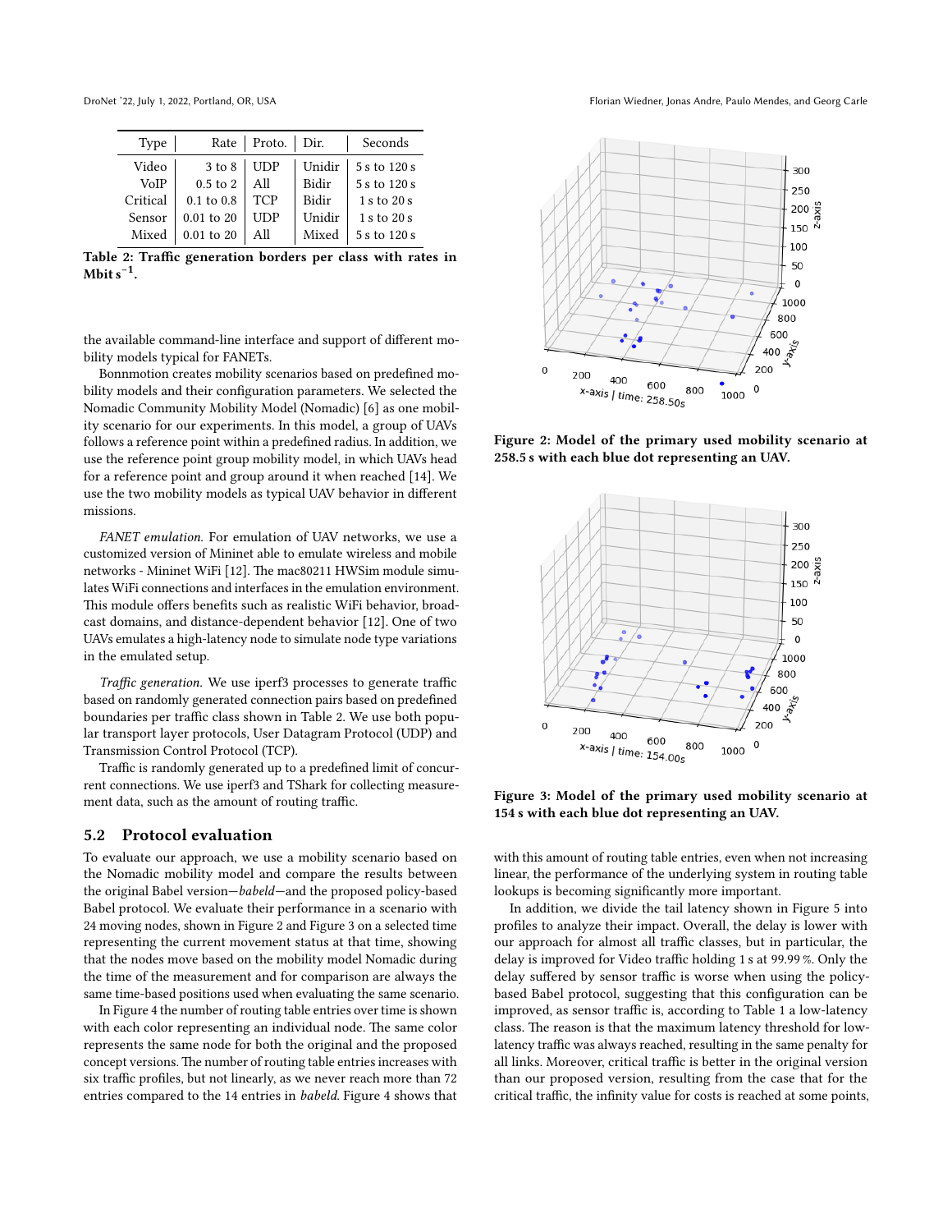| Type | Rate | Proto. | Dir. | Seconds |
|---|---|---|---|---|
| Video | 3 to 8 | UDP | Unidir | 5 s to 120 s |
| VoIP | 0.5 to 2 | All | Bidir | 5 s to 120 s |
| Critical | 0.1 to 0.8 | TCP | Bidir | 1 s to 20 s |
| Sensor | 0.01 to 20 | UDP | Unidir | 1 s to 20 s |
| Mixed | 0.01 to 20 | All | Mixed | 5 s to 120 s |

**Table 2: Traffic generation borders per class with rates in $\text{Mbit s}^{-1}$.**

the available command-line interface and support of different mobility models typical for FANETs.

Bonnmotion creates mobility scenarios based on predefined mobility models and their configuration parameters. We selected the Nomadic Community Mobility Model (Nomadic) [6] as one mobility scenario for our experiments. In this model, a group of UAVs follows a reference point within a predefined radius. In addition, we use the reference point group mobility model, in which UAVs head for a reference point and group around it when reached [14]. We use the two mobility models as typical UAV behavior in different missions.

*FANET emulation.* For emulation of UAV networks, we use a customized version of Mininet able to emulate wireless and mobile networks - Mininet WiFi [12]. The mac80211 HWSim module simulates WiFi connections and interfaces in the emulation environment. This module offers benefits such as realistic WiFi behavior, broadcast domains, and distance-dependent behavior [12]. One of two UAVs emulates a high-latency node to simulate node type variations in the emulated setup.

*Traffic generation.* We use iperf3 processes to generate traffic based on randomly generated connection pairs based on predefined boundaries per traffic class shown in Table 2. We use both popular transport layer protocols, User Datagram Protocol (UDP) and Transmission Control Protocol (TCP).

Traffic is randomly generated up to a predefined limit of concurrent connections. We use iperf3 and TShark for collecting measurement data, such as the amount of routing traffic.

## 5.2 Protocol evaluation

To evaluate our approach, we use a mobility scenario based on the Nomadic mobility model and compare the results between the original Babel version—*babeld*—and the proposed policy-based Babel protocol. We evaluate their performance in a scenario with 24 moving nodes, shown in Figure 2 and Figure 3 on a selected time representing the current movement status at that time, showing that the nodes move based on the mobility model Nomadic during the time of the measurement and for comparison are always the same time-based positions used when evaluating the same scenario.

In Figure 4 the number of routing table entries over time is shown with each color representing an individual node. The same color represents the same node for both the original and the proposed concept versions. The number of routing table entries increases with six traffic profiles, but not linearly, as we never reach more than 72 entries compared to the 14 entries in *babeld*. Figure 4 shows that

**Figure 2: Model of the primary used mobility scenario at 258.5 s with each blue dot representing an UAV.**

**Figure 3: Model of the primary used mobility scenario at 154 s with each blue dot representing an UAV.**

with this amount of routing table entries, even when not increasing linear, the performance of the underlying system in routing table lookups is becoming significantly more important.

In addition, we divide the tail latency shown in Figure 5 into profiles to analyze their impact. Overall, the delay is lower with our approach for almost all traffic classes, but in particular, the delay is improved for Video traffic holding 1 s at 99.99 %. Only the delay suffered by sensor traffic is worse when using the policy-based Babel protocol, suggesting that this configuration can be improved, as sensor traffic is, according to Table 1 a low-latency class. The reason is that the maximum latency threshold for low-latency traffic was always reached, resulting in the same penalty for all links. Moreover, critical traffic is better in the original version than our proposed version, resulting from the case that for the critical traffic, the infinity value for costs is reached at some points,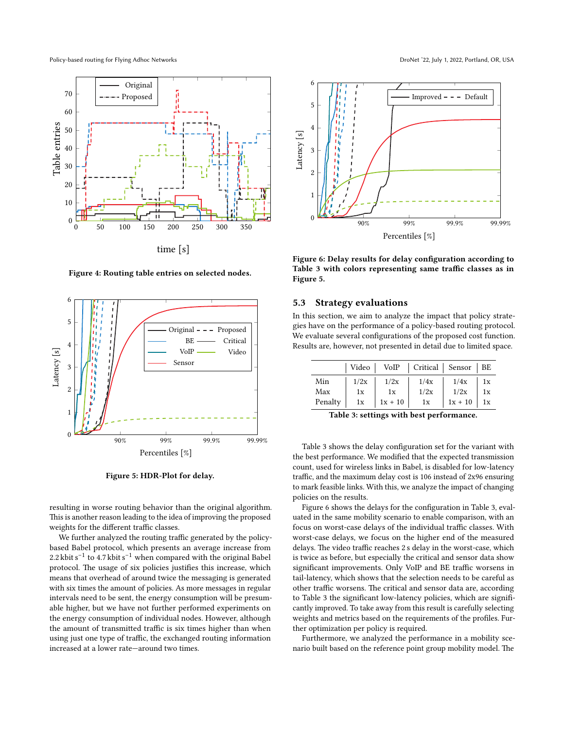Figure 4: Routing table entries on selected nodes.

Figure 5: HDR-Plot for delay.

resulting in worse routing behavior than the original algorithm. This is another reason leading to the idea of improving the proposed weights for the different traffic classes.

We further analyzed the routing traffic generated by the policy-based Babel protocol, which presents an average increase from 2.2 kbit s$^{-1}$ to 4.7 kbit s$^{-1}$ when compared with the original Babel protocol. The usage of six policies justifies this increase, which means that overhead of around twice the messaging is generated with six times the amount of policies. As more messages in regular intervals need to be sent, the energy consumption will be presumable higher, but we have not further performed experiments on the energy consumption of individual nodes. However, although the amount of transmitted traffic is six times higher than when using just one type of traffic, the exchanged routing information increased at a lower rate—around two times.

Figure 6: Delay results for delay configuration according to Table 3 with colors representing same traffic classes as in Figure 5.

## 5.3 Strategy evaluations

In this section, we aim to analyze the impact that policy strategies have on the performance of a policy-based routing protocol. We evaluate several configurations of the proposed cost function. Results are, however, not presented in detail due to limited space.

| | Video | VoIP | Critical | Sensor | BE |
|---|---|---|---|---|---|
| Min | 1/2x | 1/2x | 1/4x | 1/4x | 1x |
| Max | 1x | 1x | 1/2x | 1/2x | 1x |
| Penalty | 1x | 1x + 10 | 1x | 1x + 10 | 1x |

Table 3: settings with best performance.

Table 3 shows the delay configuration set for the variant with the best performance. We modified that the expected transmission count, used for wireless links in Babel, is disabled for low-latency traffic, and the maximum delay cost is 106 instead of 2x96 ensuring to mark feasible links. With this, we analyze the impact of changing policies on the results.

Figure 6 shows the delays for the configuration in Table 3, evaluated in the same mobility scenario to enable comparison, with an focus on worst-case delays of the individual traffic classes. With worst-case delays, we focus on the higher end of the measured delays. The video traffic reaches 2 s delay in the worst-case, which is twice as before, but especially the critical and sensor data show significant improvements. Only VoIP and BE traffic worsens in tail-latency, which shows that the selection needs to be careful as other traffic worsens. The critical and sensor data are, according to Table 3 the significant low-latency policies, which are significantly improved. To take away from this result is carefully selecting weights and metrics based on the requirements of the profiles. Further optimization per policy is required.

Furthermore, we analyzed the performance in a mobility scenario built based on the reference point group mobility model. The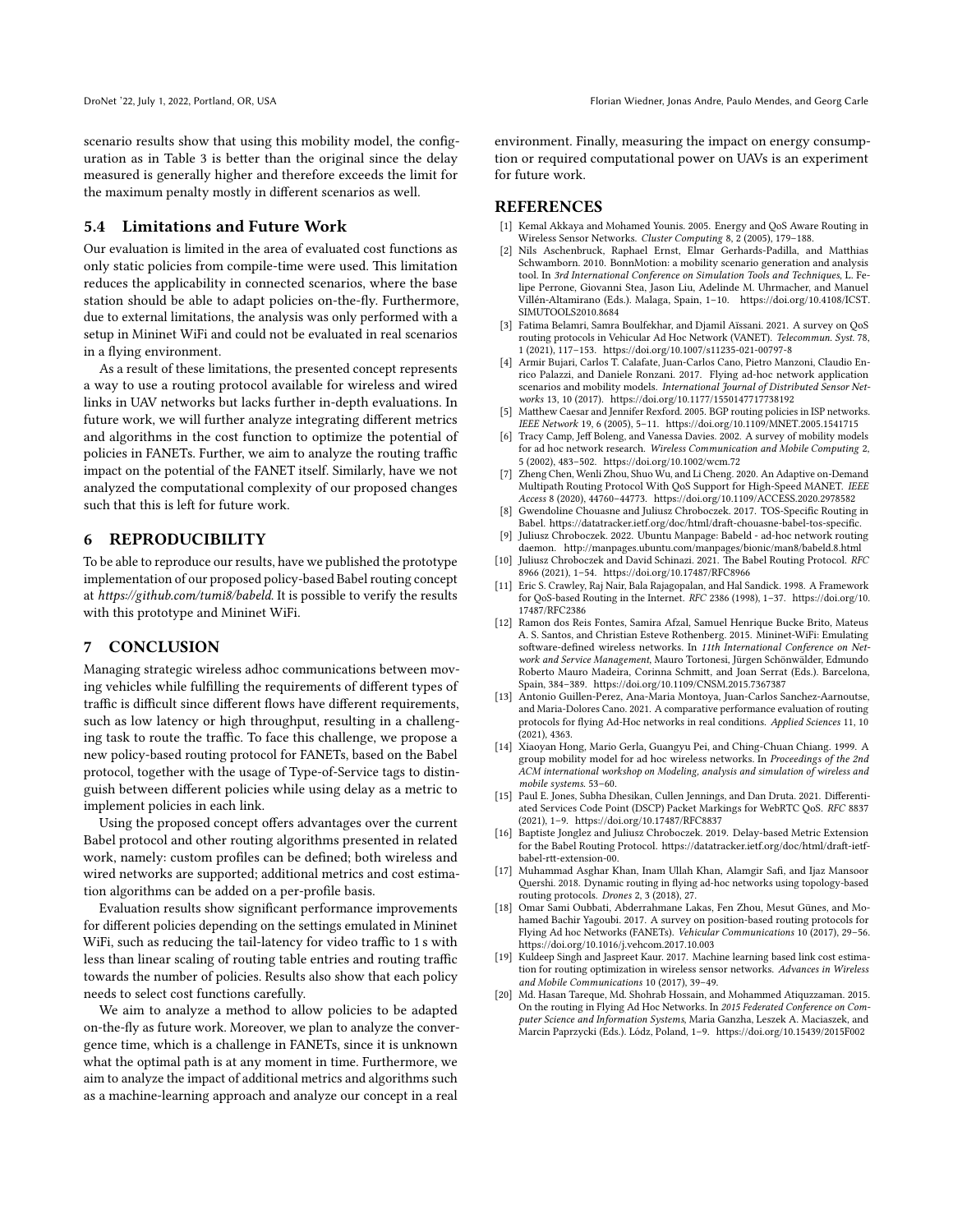scenario results show that using this mobility model, the configuration as in Table 3 is better than the original since the delay measured is generally higher and therefore exceeds the limit for the maximum penalty mostly in different scenarios as well.

### 5.4 Limitations and Future Work

Our evaluation is limited in the area of evaluated cost functions as only static policies from compile-time were used. This limitation reduces the applicability in connected scenarios, where the base station should be able to adapt policies on-the-fly. Furthermore, due to external limitations, the analysis was only performed with a setup in Mininet WiFi and could not be evaluated in real scenarios in a flying environment.

As a result of these limitations, the presented concept represents a way to use a routing protocol available for wireless and wired links in UAV networks but lacks further in-depth evaluations. In future work, we will further analyze integrating different metrics and algorithms in the cost function to optimize the potential of policies in FANETs. Further, we aim to analyze the routing traffic impact on the potential of the FANET itself. Similarly, have we not analyzed the computational complexity of our proposed changes such that this is left for future work.

## 6 REPRODUCIBILITY

To be able to reproduce our results, have we published the prototype implementation of our proposed policy-based Babel routing concept at *https://github.com/tumi8/babeld*. It is possible to verify the results with this prototype and Mininet WiFi.

## 7 CONCLUSION

Managing strategic wireless adhoc communications between moving vehicles while fulfilling the requirements of different types of traffic is difficult since different flows have different requirements, such as low latency or high throughput, resulting in a challenging task to route the traffic. To face this challenge, we propose a new policy-based routing protocol for FANETs, based on the Babel protocol, together with the usage of Type-of-Service tags to distinguish between different policies while using delay as a metric to implement policies in each link.

Using the proposed concept offers advantages over the current Babel protocol and other routing algorithms presented in related work, namely: custom profiles can be defined; both wireless and wired networks are supported; additional metrics and cost estimation algorithms can be added on a per-profile basis.

Evaluation results show significant performance improvements for different policies depending on the settings emulated in Mininet WiFi, such as reducing the tail-latency for video traffic to 1 s with less than linear scaling of routing table entries and routing traffic towards the number of policies. Results also show that each policy needs to select cost functions carefully.

We aim to analyze a method to allow policies to be adapted on-the-fly as future work. Moreover, we plan to analyze the convergence time, which is a challenge in FANETs, since it is unknown what the optimal path is at any moment in time. Furthermore, we aim to analyze the impact of additional metrics and algorithms such as a machine-learning approach and analyze our concept in a real environment. Finally, measuring the impact on energy consumption or required computational power on UAVs is an experiment for future work.

## REFERENCES

[1] Kemal Akkaya and Mohamed Younis. 2005. Energy and QoS Aware Routing in Wireless Sensor Networks. *Cluster Computing* 8, 2 (2005), 179–188.

[2] Nils Aschenbruck, Raphael Ernst, Elmar Gerhards-Padilla, and Matthias Schwamborn. 2010. BonnMotion: a mobility scenario generation and analysis tool. In *3rd International Conference on Simulation Tools and Techniques*, L. Felipe Perrone, Giovanni Stea, Jason Liu, Adelinde M. Uhrmacher, and Manuel Villén-Altamirano (Eds.). Malaga, Spain, 1–10. https://doi.org/10.4108/ICST.SIMUTOOLS2010.8684

[3] Fatima Belamri, Samra Boulfekhar, and Djamil Aïssani. 2021. A survey on QoS routing protocols in Vehicular Ad Hoc Network (VANET). *Telecommun. Syst.* 78, 1 (2021), 117–153. https://doi.org/10.1007/s11235-021-00797-8

[4] Armir Bujari, Carlos T. Calafate, Juan-Carlos Cano, Pietro Manzoni, Claudio Enrico Palazzi, and Daniele Ronzani. 2017. Flying ad-hoc network application scenarios and mobility models. *International Journal of Distributed Sensor Networks* 13, 10 (2017). https://doi.org/10.1177/1550147717738192

[5] Matthew Caesar and Jennifer Rexford. 2005. BGP routing policies in ISP networks. *IEEE Network* 19, 6 (2005), 5–11. https://doi.org/10.1109/MNET.2005.1541715

[6] Tracy Camp, Jeff Boleng, and Vanessa Davies. 2002. A survey of mobility models for ad hoc network research. *Wireless Communication and Mobile Computing* 2, 5 (2002), 483–502. https://doi.org/10.1002/wcm.72

[7] Zheng Chen, Wenli Zhou, Shuo Wu, and Li Cheng. 2020. An Adaptive on-Demand Multipath Routing Protocol With QoS Support for High-Speed MANET. *IEEE Access* 8 (2020), 44760–44773. https://doi.org/10.1109/ACCESS.2020.2978582

[8] Gwendoline Chouasne and Juliusz Chroboczek. 2017. TOS-Specific Routing in Babel. https://datatracker.ietf.org/doc/html/draft-chouasne-babel-tos-specific.

[9] Juliusz Chroboczek. 2022. Ubuntu Manpage: Babeld - ad-hoc network routing daemon. http://manpages.ubuntu.com/manpages/bionic/man8/babeld.8.html

[10] Juliusz Chroboczek and David Schinazi. 2021. The Babel Routing Protocol. *RFC* 8966 (2021), 1–54. https://doi.org/10.17487/RFC8966

[11] Eric S. Crawley, Raj Nair, Bala Rajagopalan, and Hal Sandick. 1998. A Framework for QoS-based Routing in the Internet. *RFC* 2386 (1998), 1–37. https://doi.org/10.17487/RFC2386

[12] Ramon dos Reis Fontes, Samira Afzal, Samuel Henrique Bucke Brito, Mateus A. S. Santos, and Christian Esteve Rothenberg. 2015. Mininet-WiFi: Emulating software-defined wireless networks. In *11th International Conference on Network and Service Management*, Mauro Tortonesi, Jürgen Schönwälder, Edmundo Roberto Mauro Madeira, Corinna Schmitt, and Joan Serrat (Eds.). Barcelona, Spain, 384–389. https://doi.org/10.1109/CNSM.2015.7367387

[13] Antonio Guillen-Perez, Ana-Maria Montoya, Juan-Carlos Sanchez-Aarnoutse, and Maria-Dolores Cano. 2021. A comparative performance evaluation of routing protocols for flying Ad-Hoc networks in real conditions. *Applied Sciences* 11, 10 (2021), 4363.

[14] Xiaoyan Hong, Mario Gerla, Guangyu Pei, and Ching-Chuan Chiang. 1999. A group mobility model for ad hoc wireless networks. In *Proceedings of the 2nd ACM international workshop on Modeling, analysis and simulation of wireless and mobile systems*. 53–60.

[15] Paul E. Jones, Subha Dhesikan, Cullen Jennings, and Dan Druta. 2021. Differentiated Services Code Point (DSCP) Packet Markings for WebRTC QoS. *RFC* 8837 (2021), 1–9. https://doi.org/10.17487/RFC8837

[16] Baptiste Jonglez and Juliusz Chroboczek. 2019. Delay-based Metric Extension for the Babel Routing Protocol. https://datatracker.ietf.org/doc/html/draft-ietf-babel-rtt-extension-00.

[17] Muhammad Asghar Khan, Inam Ullah Khan, Alamgir Safi, and Ijaz Mansoor Quershi. 2018. Dynamic routing in flying ad-hoc networks using topology-based routing protocols. *Drones* 2, 3 (2018), 27.

[18] Omar Sami Oubbati, Abderrahmane Lakas, Fen Zhou, Mesut Günes, and Mohamed Bachir Yagoubi. 2017. A survey on position-based routing protocols for Flying Ad hoc Networks (FANETs). *Vehicular Communications* 10 (2017), 29–56. https://doi.org/10.1016/j.vehcom.2017.10.003

[19] Kuldeep Singh and Jaspreet Kaur. 2017. Machine learning based link cost estimation for routing optimization in wireless sensor networks. *Advances in Wireless and Mobile Communications* 10 (2017), 39–49.

[20] Md. Hasan Tareque, Md. Shohrab Hossain, and Mohammed Atiquzzaman. 2015. On the routing in Flying Ad Hoc Networks. In *2015 Federated Conference on Computer Science and Information Systems*, Maria Ganzha, Leszek A. Maciaszek, and Marcin Paprzycki (Eds.). Lódz, Poland, 1–9. https://doi.org/10.15439/2015F002